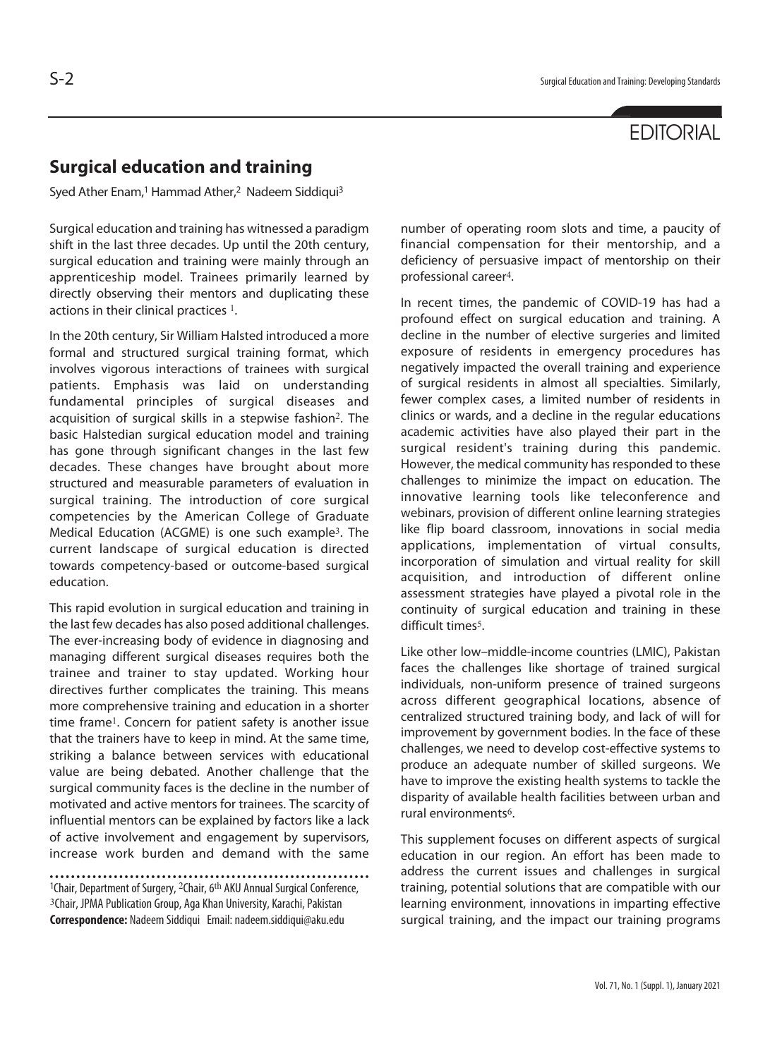EDITORIAL

# Surgical education and training

Syed Ather Enam,[1] Hammad Ather,[2] Nadeem Siddiqui[3]

Surgical education and training has witnessed a paradigm shift in the last three decades. Up until the 20th century, surgical education and training were mainly through an apprenticeship model. Trainees primarily learned by directly observing their mentors and duplicating these actions in their clinical practices [1].

In the 20th century, Sir William Halsted introduced a more formal and structured surgical training format, which involves vigorous interactions of trainees with surgical patients. Emphasis was laid on understanding fundamental principles of surgical diseases and acquisition of surgical skills in a stepwise fashion[2]. The basic Halstedian surgical education model and training has gone through significant changes in the last few decades. These changes have brought about more structured and measurable parameters of evaluation in surgical training. The introduction of core surgical competencies by the American College of Graduate Medical Education (ACGME) is one such example[3]. The current landscape of surgical education is directed towards competency-based or outcome-based surgical education.

This rapid evolution in surgical education and training in the last few decades has also posed additional challenges. The ever-increasing body of evidence in diagnosing and managing different surgical diseases requires both the trainee and trainer to stay updated. Working hour directives further complicates the training. This means more comprehensive training and education in a shorter time frame[1]. Concern for patient safety is another issue that the trainers have to keep in mind. At the same time, striking a balance between services with educational value are being debated. Another challenge that the surgical community faces is the decline in the number of motivated and active mentors for trainees. The scarcity of influential mentors can be explained by factors like a lack of active involvement and engagement by supervisors, increase work burden and demand with the same number of operating room slots and time, a paucity of financial compensation for their mentorship, and a deficiency of persuasive impact of mentorship on their professional career[4].

In recent times, the pandemic of COVID-19 has had a profound effect on surgical education and training. A decline in the number of elective surgeries and limited exposure of residents in emergency procedures has negatively impacted the overall training and experience of surgical residents in almost all specialties. Similarly, fewer complex cases, a limited number of residents in clinics or wards, and a decline in the regular educations academic activities have also played their part in the surgical resident's training during this pandemic. However, the medical community has responded to these challenges to minimize the impact on education. The innovative learning tools like teleconference and webinars, provision of different online learning strategies like flip board classroom, innovations in social media applications, implementation of virtual consults, incorporation of simulation and virtual reality for skill acquisition, and introduction of different online assessment strategies have played a pivotal role in the continuity of surgical education and training in these difficult times[5].

Like other low–middle-income countries (LMIC), Pakistan faces the challenges like shortage of trained surgical individuals, non-uniform presence of trained surgeons across different geographical locations, absence of centralized structured training body, and lack of will for improvement by government bodies. In the face of these challenges, we need to develop cost-effective systems to produce an adequate number of skilled surgeons. We have to improve the existing health systems to tackle the disparity of available health facilities between urban and rural environments[6].

This supplement focuses on different aspects of surgical education in our region. An effort has been made to address the current issues and challenges in surgical training, potential solutions that are compatible with our learning environment, innovations in imparting effective surgical training, and the impact our training programs

---

[1]Chair, Department of Surgery, [2]Chair, 6th AKU Annual Surgical Conference, [3]Chair, JPMA Publication Group, Aga Khan University, Karachi, Pakistan

**Correspondence:** Nadeem Siddiqui Email: nadeem.siddiqui@aku.edu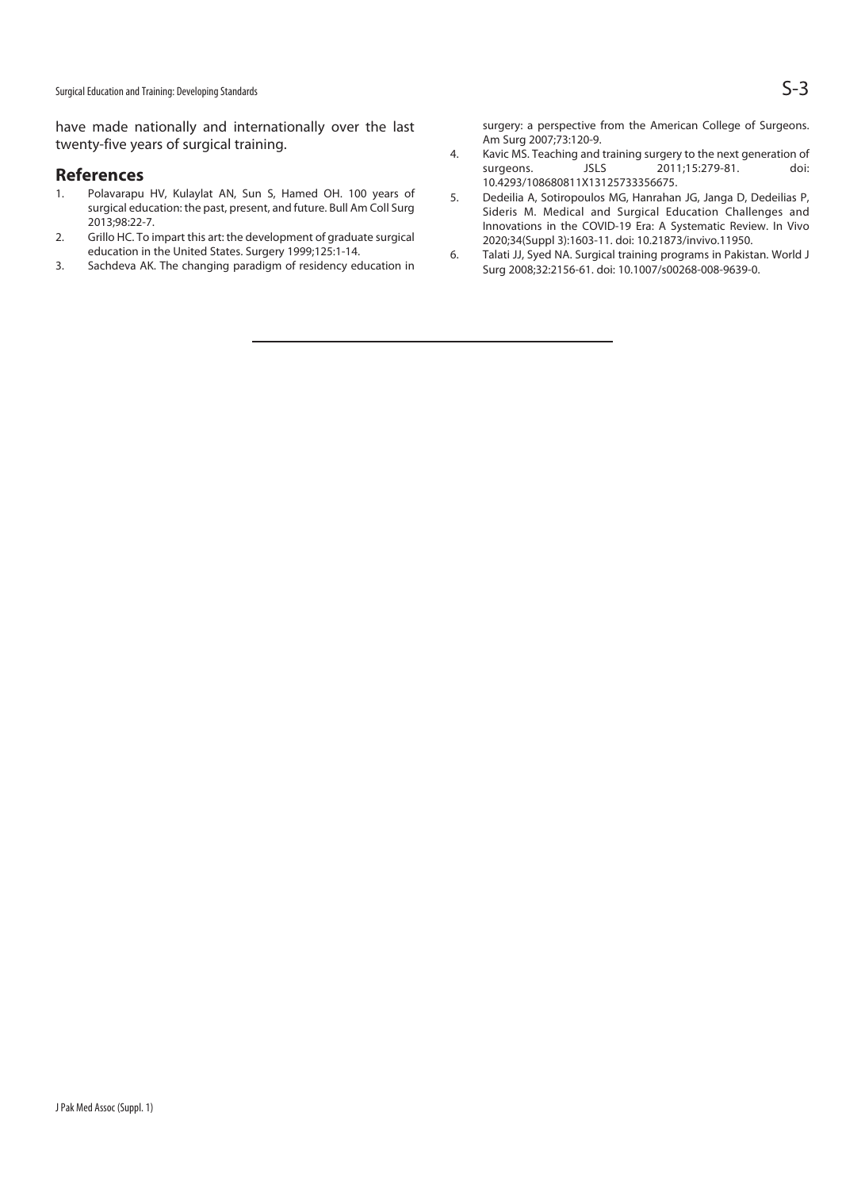have made nationally and internationally over the last twenty-five years of surgical training.

## References

1. Polavarapu HV, Kulaylat AN, Sun S, Hamed OH. 100 years of surgical education: the past, present, and future. Bull Am Coll Surg 2013;98:22-7.
2. Grillo HC. To impart this art: the development of graduate surgical education in the United States. Surgery 1999;125:1-14.
3. Sachdeva AK. The changing paradigm of residency education in surgery: a perspective from the American College of Surgeons. Am Surg 2007;73:120-9.
4. Kavic MS. Teaching and training surgery to the next generation of surgeons. JSLS 2011;15:279-81. doi: 10.4293/108680811X13125733356675.
5. Dedeilia A, Sotiropoulos MG, Hanrahan JG, Janga D, Dedeilias P, Sideris M. Medical and Surgical Education Challenges and Innovations in the COVID-19 Era: A Systematic Review. In Vivo 2020;34(Suppl 3):1603-11. doi: 10.21873/invivo.11950.
6. Talati JJ, Syed NA. Surgical training programs in Pakistan. World J Surg 2008;32:2156-61. doi: 10.1007/s00268-008-9639-0.